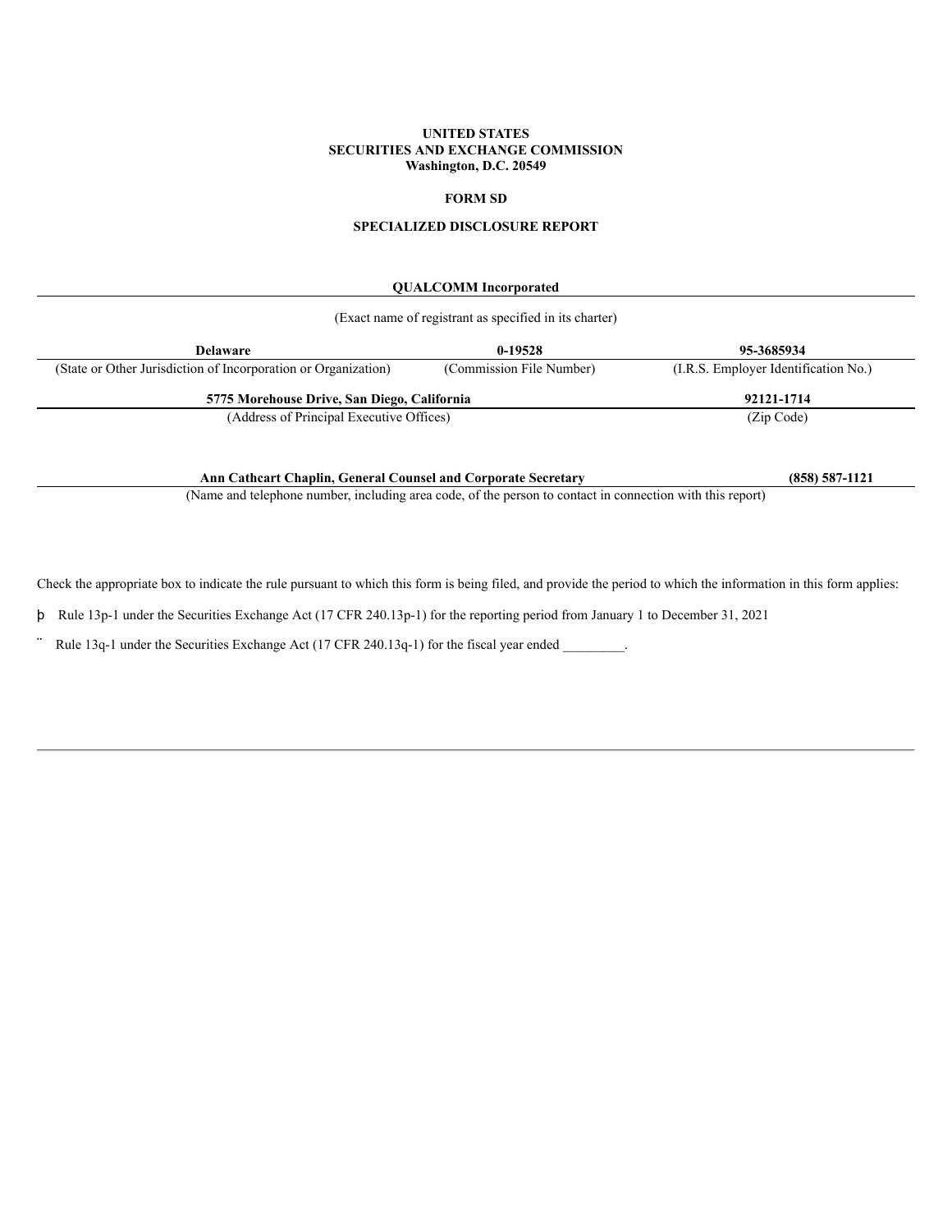**UNITED STATES**
**SECURITIES AND EXCHANGE COMMISSION**
**Washington, D.C. 20549**

**FORM SD**

**SPECIALIZED DISCLOSURE REPORT**

**QUALCOMM Incorporated**

(Exact name of registrant as specified in its charter)

| **Delaware** | **0-19528** | **95-3685934** |
|---|---|---|
| (State or Other Jurisdiction of Incorporation or Organization) | (Commission File Number) | (I.R.S. Employer Identification No.) |

| **5775 Morehouse Drive, San Diego, California** | **92121-1714** |
|---|---|
| (Address of Principal Executive Offices) | (Zip Code) |

**Ann Cathcart Chaplin, General Counsel and Corporate Secretary** **(858) 587-1121**

(Name and telephone number, including area code, of the person to contact in connection with this report)

Check the appropriate box to indicate the rule pursuant to which this form is being filed, and provide the period to which the information in this form applies:

þ Rule 13p-1 under the Securities Exchange Act (17 CFR 240.13p-1) for the reporting period from January 1 to December 31, 2021

¨ Rule 13q-1 under the Securities Exchange Act (17 CFR 240.13q-1) for the fiscal year ended _________.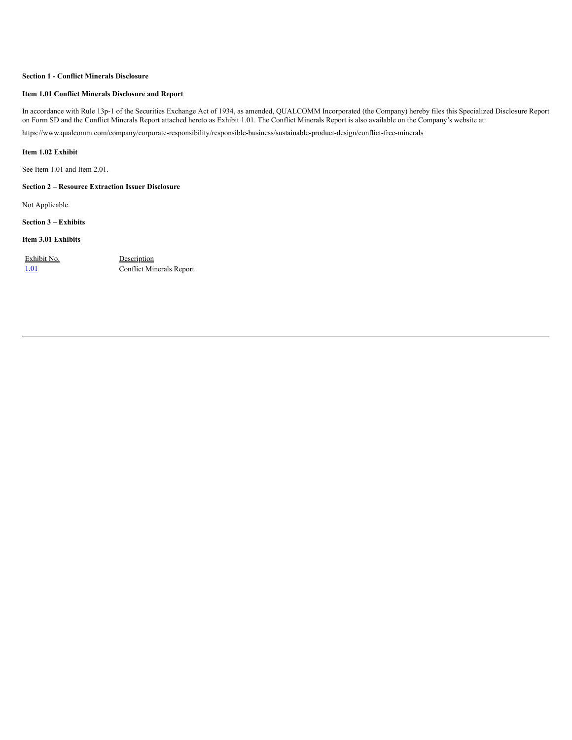**Section 1 - Conflict Minerals Disclosure**

**Item 1.01 Conflict Minerals Disclosure and Report**

In accordance with Rule 13p-1 of the Securities Exchange Act of 1934, as amended, QUALCOMM Incorporated (the Company) hereby files this Specialized Disclosure Report on Form SD and the Conflict Minerals Report attached hereto as Exhibit 1.01. The Conflict Minerals Report is also available on the Company's website at:

https://www.qualcomm.com/company/corporate-responsibility/responsible-business/sustainable-product-design/conflict-free-minerals

**Item 1.02 Exhibit**

See Item 1.01 and Item 2.01.

**Section 2 – Resource Extraction Issuer Disclosure**

Not Applicable.

**Section 3 – Exhibits**

**Item 3.01 Exhibits**

| Exhibit No. | Description |
| --- | --- |
| 1.01 | Conflict Minerals Report |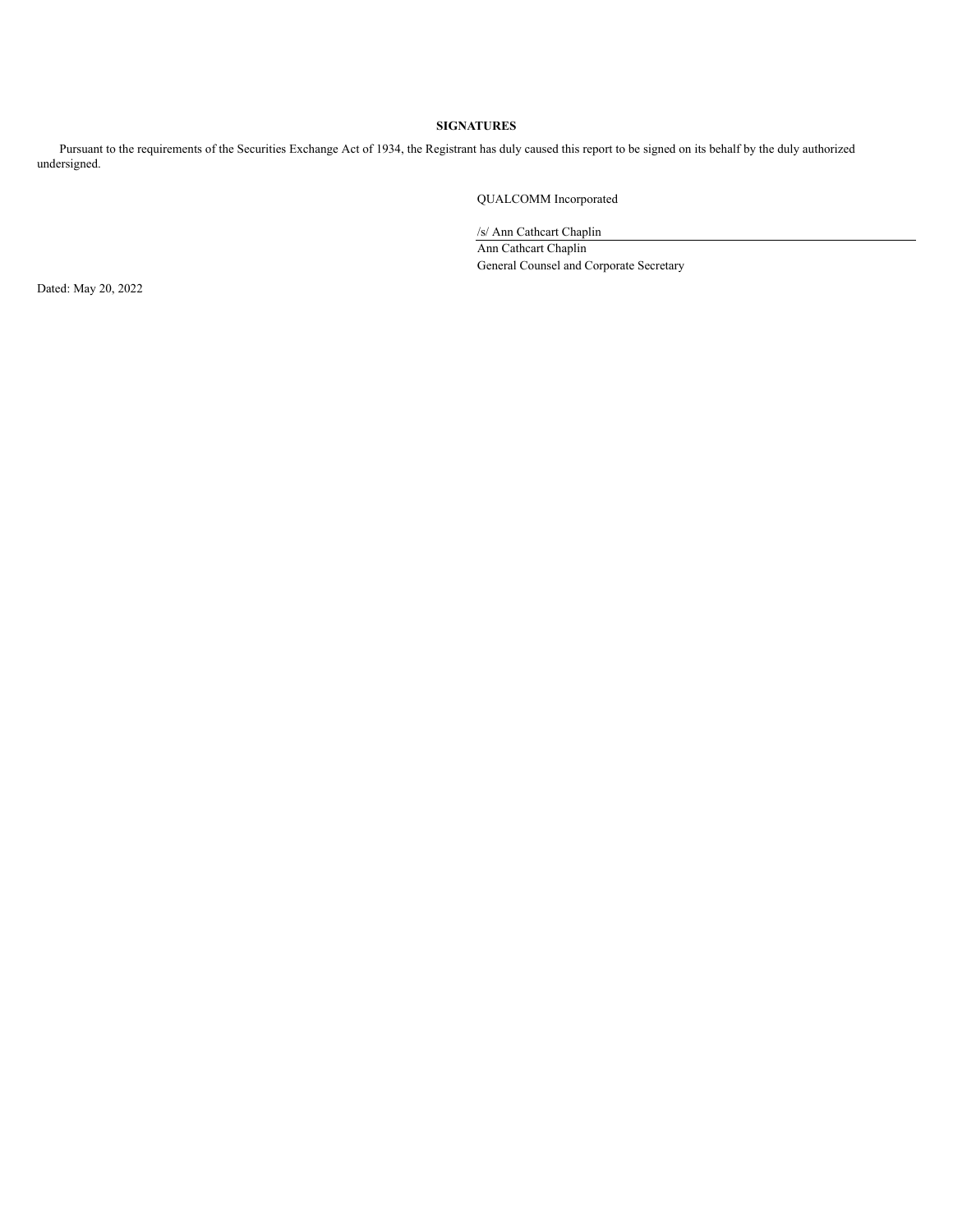## SIGNATURES

Pursuant to the requirements of the Securities Exchange Act of 1934, the Registrant has duly caused this report to be signed on its behalf by the duly authorized undersigned.

QUALCOMM Incorporated

/s/ Ann Cathcart Chaplin

Ann Cathcart Chaplin

General Counsel and Corporate Secretary

Dated: May 20, 2022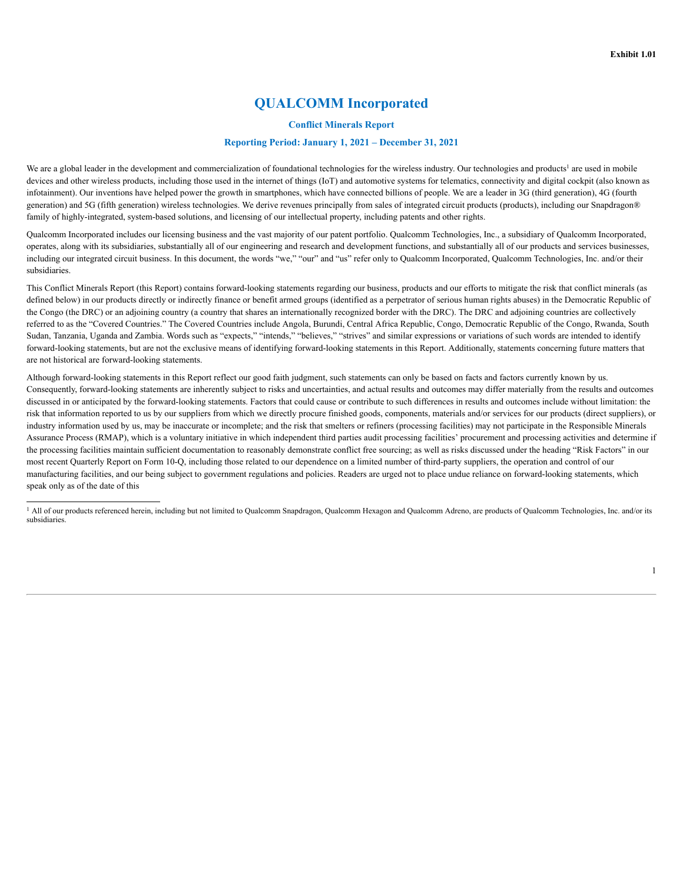**Exhibit 1.01**

# QUALCOMM Incorporated

## Conflict Minerals Report

### Reporting Period: January 1, 2021 – December 31, 2021

We are a global leader in the development and commercialization of foundational technologies for the wireless industry. Our technologies and products[1] are used in mobile devices and other wireless products, including those used in the internet of things (IoT) and automotive systems for telematics, connectivity and digital cockpit (also known as infotainment). Our inventions have helped power the growth in smartphones, which have connected billions of people. We are a leader in 3G (third generation), 4G (fourth generation) and 5G (fifth generation) wireless technologies. We derive revenues principally from sales of integrated circuit products (products), including our Snapdragon® family of highly-integrated, system-based solutions, and licensing of our intellectual property, including patents and other rights.

Qualcomm Incorporated includes our licensing business and the vast majority of our patent portfolio. Qualcomm Technologies, Inc., a subsidiary of Qualcomm Incorporated, operates, along with its subsidiaries, substantially all of our engineering and research and development functions, and substantially all of our products and services businesses, including our integrated circuit business. In this document, the words "we," "our" and "us" refer only to Qualcomm Incorporated, Qualcomm Technologies, Inc. and/or their subsidiaries.

This Conflict Minerals Report (this Report) contains forward-looking statements regarding our business, products and our efforts to mitigate the risk that conflict minerals (as defined below) in our products directly or indirectly finance or benefit armed groups (identified as a perpetrator of serious human rights abuses) in the Democratic Republic of the Congo (the DRC) or an adjoining country (a country that shares an internationally recognized border with the DRC). The DRC and adjoining countries are collectively referred to as the "Covered Countries." The Covered Countries include Angola, Burundi, Central Africa Republic, Congo, Democratic Republic of the Congo, Rwanda, South Sudan, Tanzania, Uganda and Zambia. Words such as "expects," "intends," "believes," "strives" and similar expressions or variations of such words are intended to identify forward-looking statements, but are not the exclusive means of identifying forward-looking statements in this Report. Additionally, statements concerning future matters that are not historical are forward-looking statements.

Although forward-looking statements in this Report reflect our good faith judgment, such statements can only be based on facts and factors currently known by us. Consequently, forward-looking statements are inherently subject to risks and uncertainties, and actual results and outcomes may differ materially from the results and outcomes discussed in or anticipated by the forward-looking statements. Factors that could cause or contribute to such differences in results and outcomes include without limitation: the risk that information reported to us by our suppliers from which we directly procure finished goods, components, materials and/or services for our products (direct suppliers), or industry information used by us, may be inaccurate or incomplete; and the risk that smelters or refiners (processing facilities) may not participate in the Responsible Minerals Assurance Process (RMAP), which is a voluntary initiative in which independent third parties audit processing facilities' procurement and processing activities and determine if the processing facilities maintain sufficient documentation to reasonably demonstrate conflict free sourcing; as well as risks discussed under the heading "Risk Factors" in our most recent Quarterly Report on Form 10-Q, including those related to our dependence on a limited number of third-party suppliers, the operation and control of our manufacturing facilities, and our being subject to government regulations and policies. Readers are urged not to place undue reliance on forward-looking statements, which speak only as of the date of this

---

[1] All of our products referenced herein, including but not limited to Qualcomm Snapdragon, Qualcomm Hexagon and Qualcomm Adreno, are products of Qualcomm Technologies, Inc. and/or its subsidiaries.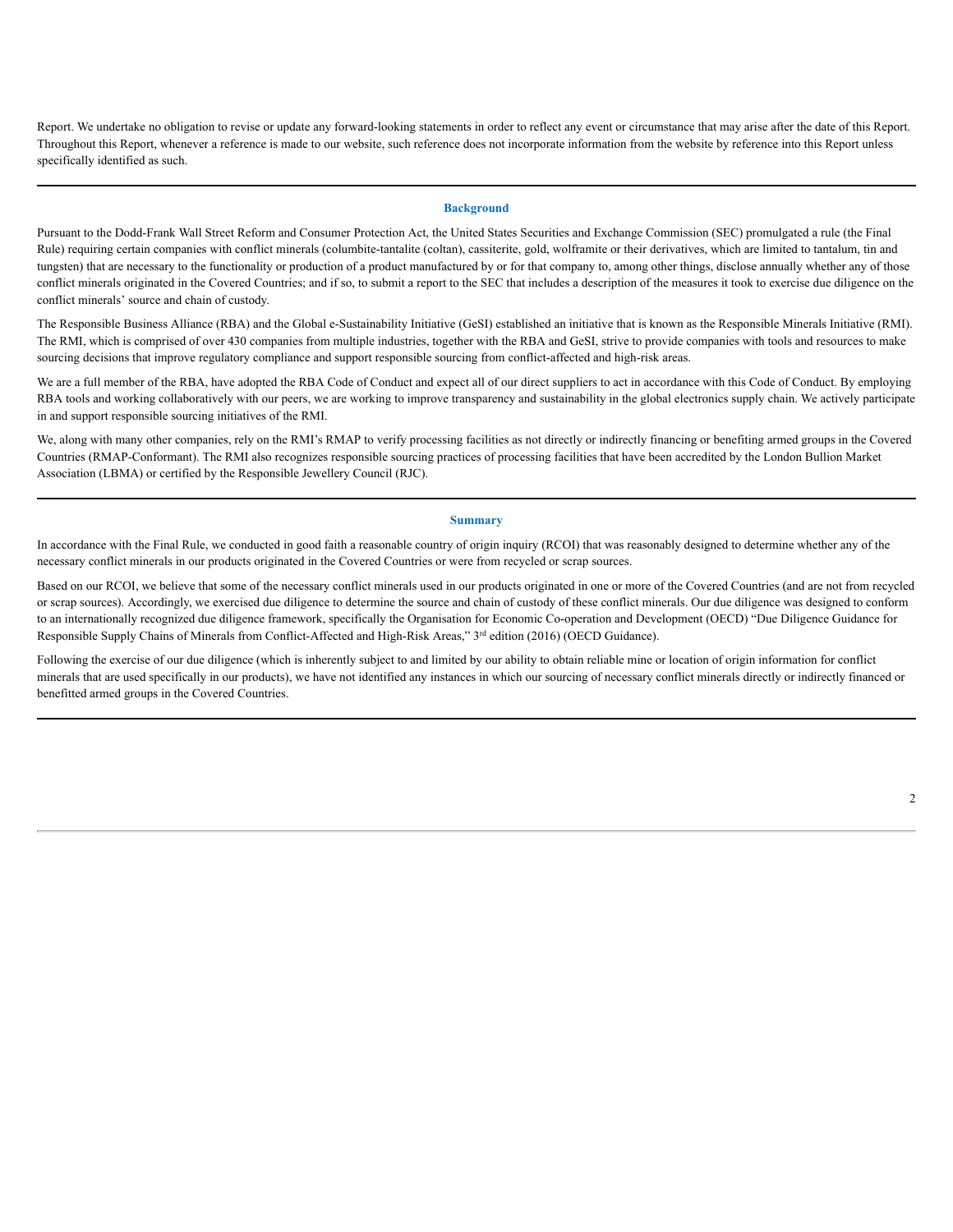Report. We undertake no obligation to revise or update any forward-looking statements in order to reflect any event or circumstance that may arise after the date of this Report. Throughout this Report, whenever a reference is made to our website, such reference does not incorporate information from the website by reference into this Report unless specifically identified as such.

---

## Background

Pursuant to the Dodd-Frank Wall Street Reform and Consumer Protection Act, the United States Securities and Exchange Commission (SEC) promulgated a rule (the Final Rule) requiring certain companies with conflict minerals (columbite-tantalite (coltan), cassiterite, gold, wolframite or their derivatives, which are limited to tantalum, tin and tungsten) that are necessary to the functionality or production of a product manufactured by or for that company to, among other things, disclose annually whether any of those conflict minerals originated in the Covered Countries; and if so, to submit a report to the SEC that includes a description of the measures it took to exercise due diligence on the conflict minerals' source and chain of custody.

The Responsible Business Alliance (RBA) and the Global e-Sustainability Initiative (GeSI) established an initiative that is known as the Responsible Minerals Initiative (RMI). The RMI, which is comprised of over 430 companies from multiple industries, together with the RBA and GeSI, strive to provide companies with tools and resources to make sourcing decisions that improve regulatory compliance and support responsible sourcing from conflict-affected and high-risk areas.

We are a full member of the RBA, have adopted the RBA Code of Conduct and expect all of our direct suppliers to act in accordance with this Code of Conduct. By employing RBA tools and working collaboratively with our peers, we are working to improve transparency and sustainability in the global electronics supply chain. We actively participate in and support responsible sourcing initiatives of the RMI.

We, along with many other companies, rely on the RMI's RMAP to verify processing facilities as not directly or indirectly financing or benefiting armed groups in the Covered Countries (RMAP-Conformant). The RMI also recognizes responsible sourcing practices of processing facilities that have been accredited by the London Bullion Market Association (LBMA) or certified by the Responsible Jewellery Council (RJC).

---

## Summary

In accordance with the Final Rule, we conducted in good faith a reasonable country of origin inquiry (RCOI) that was reasonably designed to determine whether any of the necessary conflict minerals in our products originated in the Covered Countries or were from recycled or scrap sources.

Based on our RCOI, we believe that some of the necessary conflict minerals used in our products originated in one or more of the Covered Countries (and are not from recycled or scrap sources). Accordingly, we exercised due diligence to determine the source and chain of custody of these conflict minerals. Our due diligence was designed to conform to an internationally recognized due diligence framework, specifically the Organisation for Economic Co-operation and Development (OECD) "Due Diligence Guidance for Responsible Supply Chains of Minerals from Conflict-Affected and High-Risk Areas," 3rd edition (2016) (OECD Guidance).

Following the exercise of our due diligence (which is inherently subject to and limited by our ability to obtain reliable mine or location of origin information for conflict minerals that are used specifically in our products), we have not identified any instances in which our sourcing of necessary conflict minerals directly or indirectly financed or benefitted armed groups in the Covered Countries.

---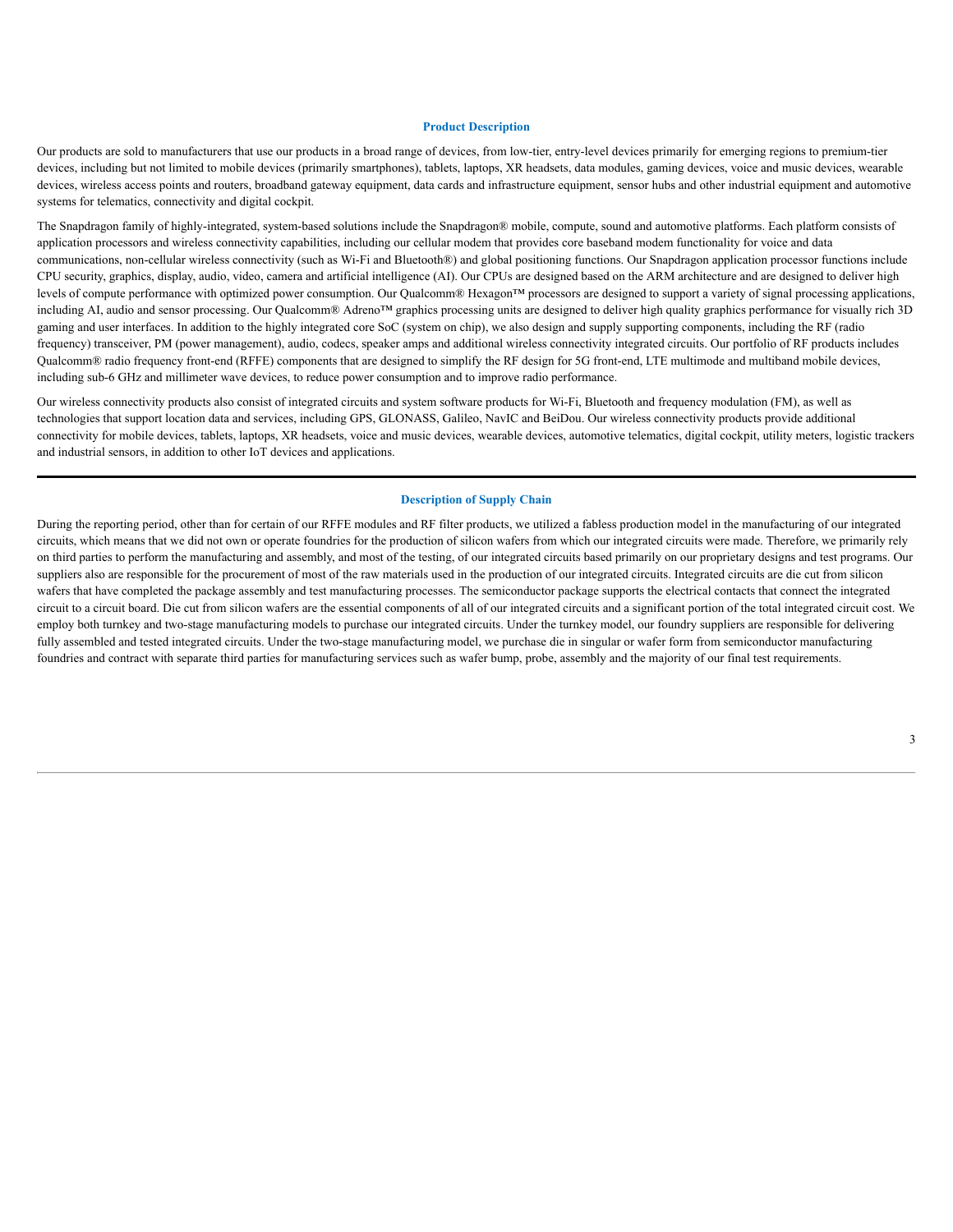## Product Description

Our products are sold to manufacturers that use our products in a broad range of devices, from low-tier, entry-level devices primarily for emerging regions to premium-tier devices, including but not limited to mobile devices (primarily smartphones), tablets, laptops, XR headsets, data modules, gaming devices, voice and music devices, wearable devices, wireless access points and routers, broadband gateway equipment, data cards and infrastructure equipment, sensor hubs and other industrial equipment and automotive systems for telematics, connectivity and digital cockpit.

The Snapdragon family of highly-integrated, system-based solutions include the Snapdragon® mobile, compute, sound and automotive platforms. Each platform consists of application processors and wireless connectivity capabilities, including our cellular modem that provides core baseband modem functionality for voice and data communications, non-cellular wireless connectivity (such as Wi-Fi and Bluetooth®) and global positioning functions. Our Snapdragon application processor functions include CPU security, graphics, display, audio, video, camera and artificial intelligence (AI). Our CPUs are designed based on the ARM architecture and are designed to deliver high levels of compute performance with optimized power consumption. Our Qualcomm® Hexagon™ processors are designed to support a variety of signal processing applications, including AI, audio and sensor processing. Our Qualcomm® Adreno™ graphics processing units are designed to deliver high quality graphics performance for visually rich 3D gaming and user interfaces. In addition to the highly integrated core SoC (system on chip), we also design and supply supporting components, including the RF (radio frequency) transceiver, PM (power management), audio, codecs, speaker amps and additional wireless connectivity integrated circuits. Our portfolio of RF products includes Qualcomm® radio frequency front-end (RFFE) components that are designed to simplify the RF design for 5G front-end, LTE multimode and multiband mobile devices, including sub-6 GHz and millimeter wave devices, to reduce power consumption and to improve radio performance.

Our wireless connectivity products also consist of integrated circuits and system software products for Wi-Fi, Bluetooth and frequency modulation (FM), as well as technologies that support location data and services, including GPS, GLONASS, Galileo, NavIC and BeiDou. Our wireless connectivity products provide additional connectivity for mobile devices, tablets, laptops, XR headsets, voice and music devices, wearable devices, automotive telematics, digital cockpit, utility meters, logistic trackers and industrial sensors, in addition to other IoT devices and applications.

---

## Description of Supply Chain

During the reporting period, other than for certain of our RFFE modules and RF filter products, we utilized a fabless production model in the manufacturing of our integrated circuits, which means that we did not own or operate foundries for the production of silicon wafers from which our integrated circuits were made. Therefore, we primarily rely on third parties to perform the manufacturing and assembly, and most of the testing, of our integrated circuits based primarily on our proprietary designs and test programs. Our suppliers also are responsible for the procurement of most of the raw materials used in the production of our integrated circuits. Integrated circuits are die cut from silicon wafers that have completed the package assembly and test manufacturing processes. The semiconductor package supports the electrical contacts that connect the integrated circuit to a circuit board. Die cut from silicon wafers are the essential components of all of our integrated circuits and a significant portion of the total integrated circuit cost. We employ both turnkey and two-stage manufacturing models to purchase our integrated circuits. Under the turnkey model, our foundry suppliers are responsible for delivering fully assembled and tested integrated circuits. Under the two-stage manufacturing model, we purchase die in singular or wafer form from semiconductor manufacturing foundries and contract with separate third parties for manufacturing services such as wafer bump, probe, assembly and the majority of our final test requirements.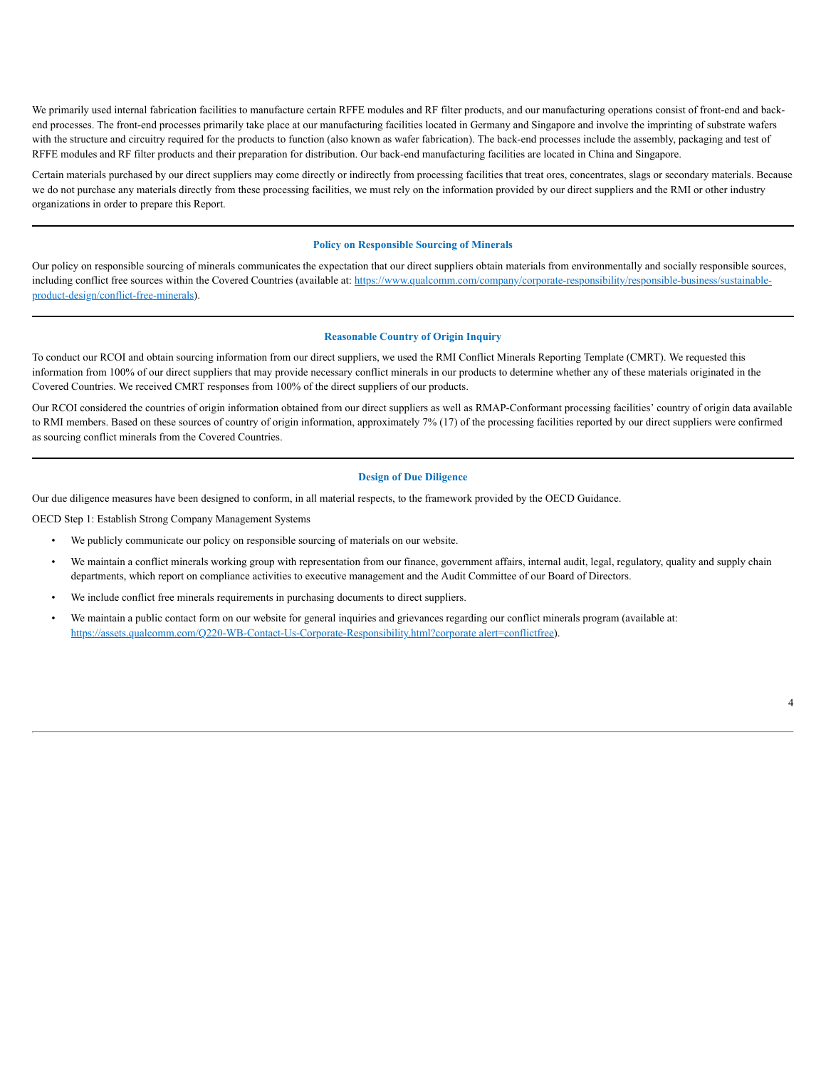We primarily used internal fabrication facilities to manufacture certain RFFE modules and RF filter products, and our manufacturing operations consist of front-end and back-end processes. The front-end processes primarily take place at our manufacturing facilities located in Germany and Singapore and involve the imprinting of substrate wafers with the structure and circuitry required for the products to function (also known as wafer fabrication). The back-end processes include the assembly, packaging and test of RFFE modules and RF filter products and their preparation for distribution. Our back-end manufacturing facilities are located in China and Singapore.

Certain materials purchased by our direct suppliers may come directly or indirectly from processing facilities that treat ores, concentrates, slags or secondary materials. Because we do not purchase any materials directly from these processing facilities, we must rely on the information provided by our direct suppliers and the RMI or other industry organizations in order to prepare this Report.

---

## Policy on Responsible Sourcing of Minerals

Our policy on responsible sourcing of minerals communicates the expectation that our direct suppliers obtain materials from environmentally and socially responsible sources, including conflict free sources within the Covered Countries (available at: [https://www.qualcomm.com/company/corporate-responsibility/responsible-business/sustainable-product-design/conflict-free-minerals](https://www.qualcomm.com/company/corporate-responsibility/responsible-business/sustainable-product-design/conflict-free-minerals)).

---

## Reasonable Country of Origin Inquiry

To conduct our RCOI and obtain sourcing information from our direct suppliers, we used the RMI Conflict Minerals Reporting Template (CMRT). We requested this information from 100% of our direct suppliers that may provide necessary conflict minerals in our products to determine whether any of these materials originated in the Covered Countries. We received CMRT responses from 100% of the direct suppliers of our products.

Our RCOI considered the countries of origin information obtained from our direct suppliers as well as RMAP-Conformant processing facilities' country of origin data available to RMI members. Based on these sources of country of origin information, approximately 7% (17) of the processing facilities reported by our direct suppliers were confirmed as sourcing conflict minerals from the Covered Countries.

---

## Design of Due Diligence

Our due diligence measures have been designed to conform, in all material respects, to the framework provided by the OECD Guidance.

OECD Step 1: Establish Strong Company Management Systems

- We publicly communicate our policy on responsible sourcing of materials on our website.
- We maintain a conflict minerals working group with representation from our finance, government affairs, internal audit, legal, regulatory, quality and supply chain departments, which report on compliance activities to executive management and the Audit Committee of our Board of Directors.
- We include conflict free minerals requirements in purchasing documents to direct suppliers.
- We maintain a public contact form on our website for general inquiries and grievances regarding our conflict minerals program (available at: [https://assets.qualcomm.com/Q220-WB-Contact-Us-Corporate-Responsibility.html?corporate alert=conflictfree](https://assets.qualcomm.com/Q220-WB-Contact-Us-Corporate-Responsibility.html?corporate alert=conflictfree)).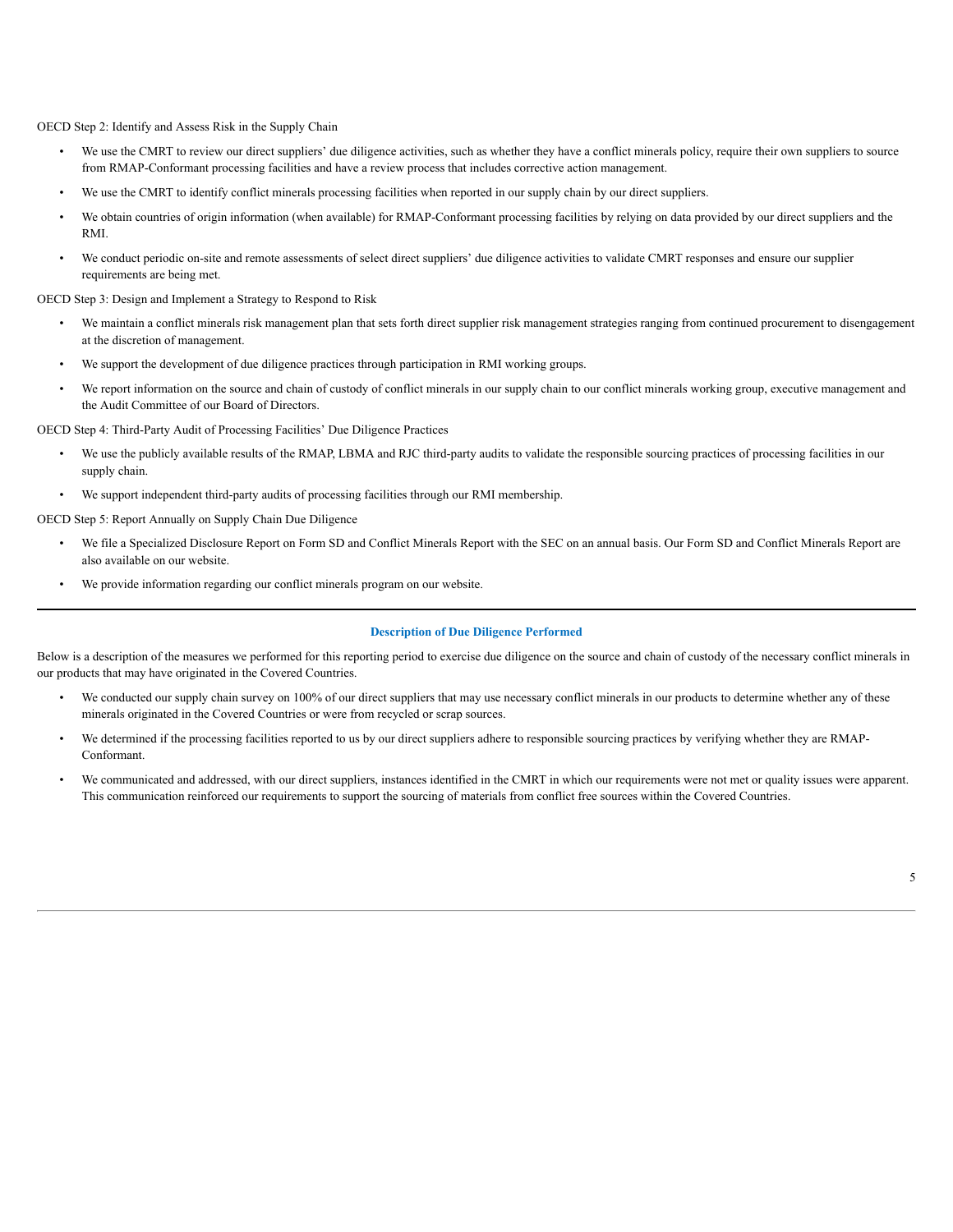OECD Step 2: Identify and Assess Risk in the Supply Chain

- We use the CMRT to review our direct suppliers' due diligence activities, such as whether they have a conflict minerals policy, require their own suppliers to source from RMAP-Conformant processing facilities and have a review process that includes corrective action management.
- We use the CMRT to identify conflict minerals processing facilities when reported in our supply chain by our direct suppliers.
- We obtain countries of origin information (when available) for RMAP-Conformant processing facilities by relying on data provided by our direct suppliers and the RMI.
- We conduct periodic on-site and remote assessments of select direct suppliers' due diligence activities to validate CMRT responses and ensure our supplier requirements are being met.

OECD Step 3: Design and Implement a Strategy to Respond to Risk

- We maintain a conflict minerals risk management plan that sets forth direct supplier risk management strategies ranging from continued procurement to disengagement at the discretion of management.
- We support the development of due diligence practices through participation in RMI working groups.
- We report information on the source and chain of custody of conflict minerals in our supply chain to our conflict minerals working group, executive management and the Audit Committee of our Board of Directors.

OECD Step 4: Third-Party Audit of Processing Facilities' Due Diligence Practices

- We use the publicly available results of the RMAP, LBMA and RJC third-party audits to validate the responsible sourcing practices of processing facilities in our supply chain.
- We support independent third-party audits of processing facilities through our RMI membership.

OECD Step 5: Report Annually on Supply Chain Due Diligence

- We file a Specialized Disclosure Report on Form SD and Conflict Minerals Report with the SEC on an annual basis. Our Form SD and Conflict Minerals Report are also available on our website.
- We provide information regarding our conflict minerals program on our website.

---

## Description of Due Diligence Performed

Below is a description of the measures we performed for this reporting period to exercise due diligence on the source and chain of custody of the necessary conflict minerals in our products that may have originated in the Covered Countries.

- We conducted our supply chain survey on 100% of our direct suppliers that may use necessary conflict minerals in our products to determine whether any of these minerals originated in the Covered Countries or were from recycled or scrap sources.
- We determined if the processing facilities reported to us by our direct suppliers adhere to responsible sourcing practices by verifying whether they are RMAP-Conformant.
- We communicated and addressed, with our direct suppliers, instances identified in the CMRT in which our requirements were not met or quality issues were apparent. This communication reinforced our requirements to support the sourcing of materials from conflict free sources within the Covered Countries.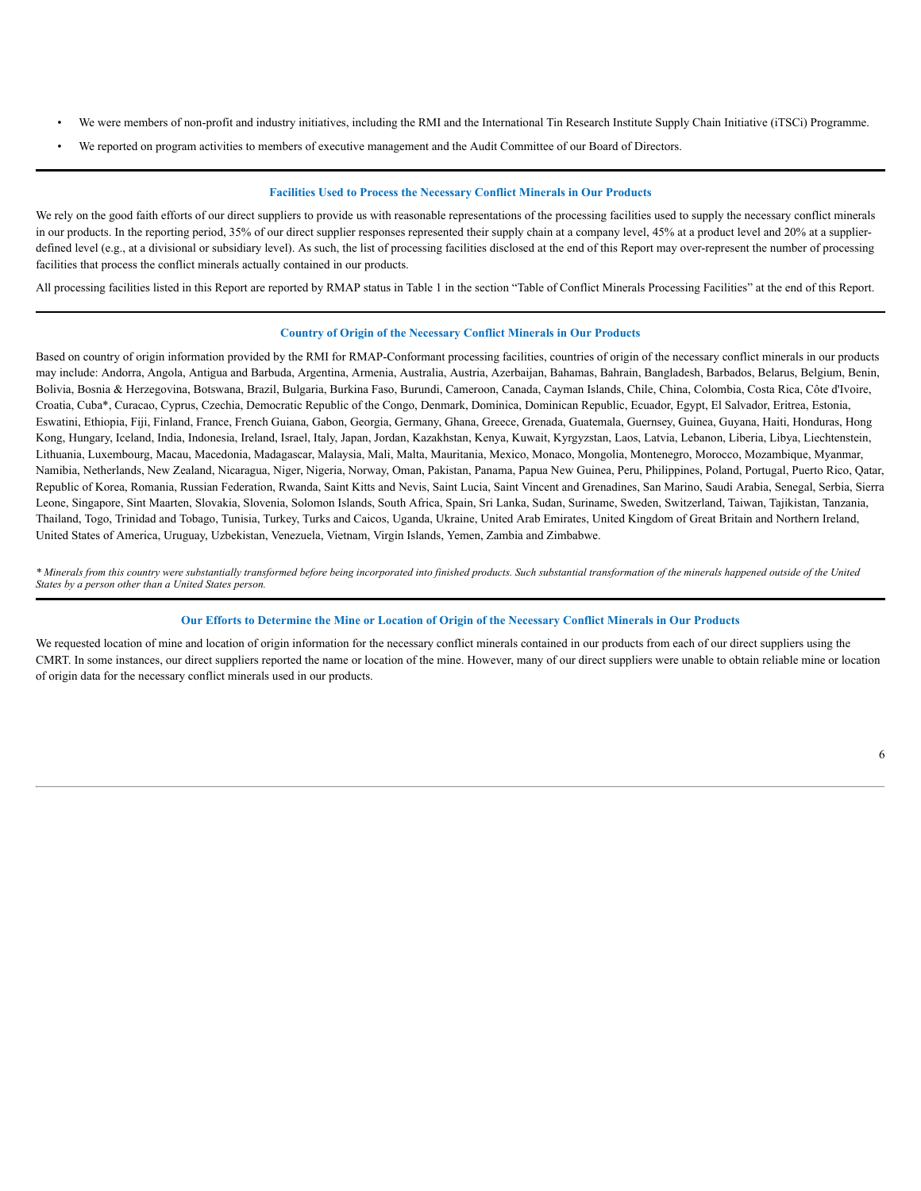- We were members of non-profit and industry initiatives, including the RMI and the International Tin Research Institute Supply Chain Initiative (iTSCi) Programme.
- We reported on program activities to members of executive management and the Audit Committee of our Board of Directors.

### Facilities Used to Process the Necessary Conflict Minerals in Our Products

We rely on the good faith efforts of our direct suppliers to provide us with reasonable representations of the processing facilities used to supply the necessary conflict minerals in our products. In the reporting period, 35% of our direct supplier responses represented their supply chain at a company level, 45% at a product level and 20% at a supplier-defined level (e.g., at a divisional or subsidiary level). As such, the list of processing facilities disclosed at the end of this Report may over-represent the number of processing facilities that process the conflict minerals actually contained in our products.

All processing facilities listed in this Report are reported by RMAP status in Table 1 in the section "Table of Conflict Minerals Processing Facilities" at the end of this Report.

### Country of Origin of the Necessary Conflict Minerals in Our Products

Based on country of origin information provided by the RMI for RMAP-Conformant processing facilities, countries of origin of the necessary conflict minerals in our products may include: Andorra, Angola, Antigua and Barbuda, Argentina, Armenia, Australia, Austria, Azerbaijan, Bahamas, Bahrain, Bangladesh, Barbados, Belarus, Belgium, Benin, Bolivia, Bosnia & Herzegovina, Botswana, Brazil, Bulgaria, Burkina Faso, Burundi, Cameroon, Canada, Cayman Islands, Chile, China, Colombia, Costa Rica, Côte d'Ivoire, Croatia, Cuba*, Curacao, Cyprus, Czechia, Democratic Republic of the Congo, Denmark, Dominica, Dominican Republic, Ecuador, Egypt, El Salvador, Eritrea, Estonia, Eswatini, Ethiopia, Fiji, Finland, France, French Guiana, Gabon, Georgia, Germany, Ghana, Greece, Grenada, Guatemala, Guernsey, Guinea, Guyana, Haiti, Honduras, Hong Kong, Hungary, Iceland, India, Indonesia, Ireland, Israel, Italy, Japan, Jordan, Kazakhstan, Kenya, Kuwait, Kyrgyzstan, Laos, Latvia, Lebanon, Liberia, Libya, Liechtenstein, Lithuania, Luxembourg, Macau, Macedonia, Madagascar, Malaysia, Mali, Malta, Mauritania, Mexico, Monaco, Mongolia, Montenegro, Morocco, Mozambique, Myanmar, Namibia, Netherlands, New Zealand, Nicaragua, Niger, Nigeria, Norway, Oman, Pakistan, Panama, Papua New Guinea, Peru, Philippines, Poland, Portugal, Puerto Rico, Qatar, Republic of Korea, Romania, Russian Federation, Rwanda, Saint Kitts and Nevis, Saint Lucia, Saint Vincent and Grenadines, San Marino, Saudi Arabia, Senegal, Serbia, Sierra Leone, Singapore, Sint Maarten, Slovakia, Slovenia, Solomon Islands, South Africa, Spain, Sri Lanka, Sudan, Suriname, Sweden, Switzerland, Taiwan, Tajikistan, Tanzania, Thailand, Togo, Trinidad and Tobago, Tunisia, Turkey, Turks and Caicos, Uganda, Ukraine, United Arab Emirates, United Kingdom of Great Britain and Northern Ireland, United States of America, Uruguay, Uzbekistan, Venezuela, Vietnam, Virgin Islands, Yemen, Zambia and Zimbabwe.

*\* Minerals from this country were substantially transformed before being incorporated into finished products. Such substantial transformation of the minerals happened outside of the United States by a person other than a United States person.*

### Our Efforts to Determine the Mine or Location of Origin of the Necessary Conflict Minerals in Our Products

We requested location of mine and location of origin information for the necessary conflict minerals contained in our products from each of our direct suppliers using the CMRT. In some instances, our direct suppliers reported the name or location of the mine. However, many of our direct suppliers were unable to obtain reliable mine or location of origin data for the necessary conflict minerals used in our products.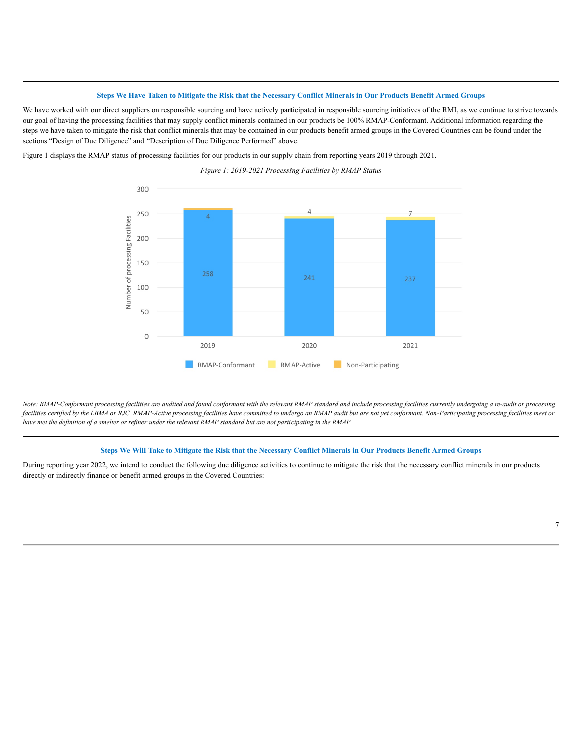### Steps We Have Taken to Mitigate the Risk that the Necessary Conflict Minerals in Our Products Benefit Armed Groups

We have worked with our direct suppliers on responsible sourcing and have actively participated in responsible sourcing initiatives of the RMI, as we continue to strive towards our goal of having the processing facilities that may supply conflict minerals contained in our products be 100% RMAP-Conformant. Additional information regarding the steps we have taken to mitigate the risk that conflict minerals that may be contained in our products benefit armed groups in the Covered Countries can be found under the sections "Design of Due Diligence" and "Description of Due Diligence Performed" above.

Figure 1 displays the RMAP status of processing facilities for our products in our supply chain from reporting years 2019 through 2021.

*Figure 1: 2019-2021 Processing Facilities by RMAP Status*

| Year | RMAP-Conformant | RMAP-Active | Non-Participating |
|---|---|---|---|
| 2019 | 258 | | 4 |
| 2020 | 241 | 4 | |
| 2021 | 237 | 7 | |

*Note: RMAP-Conformant processing facilities are audited and found conformant with the relevant RMAP standard and include processing facilities currently undergoing a re-audit or processing facilities certified by the LBMA or RJC. RMAP-Active processing facilities have committed to undergo an RMAP audit but are not yet conformant. Non-Participating processing facilities meet or have met the definition of a smelter or refiner under the relevant RMAP standard but are not participating in the RMAP.*

### Steps We Will Take to Mitigate the Risk that the Necessary Conflict Minerals in Our Products Benefit Armed Groups

During reporting year 2022, we intend to conduct the following due diligence activities to continue to mitigate the risk that the necessary conflict minerals in our products directly or indirectly finance or benefit armed groups in the Covered Countries: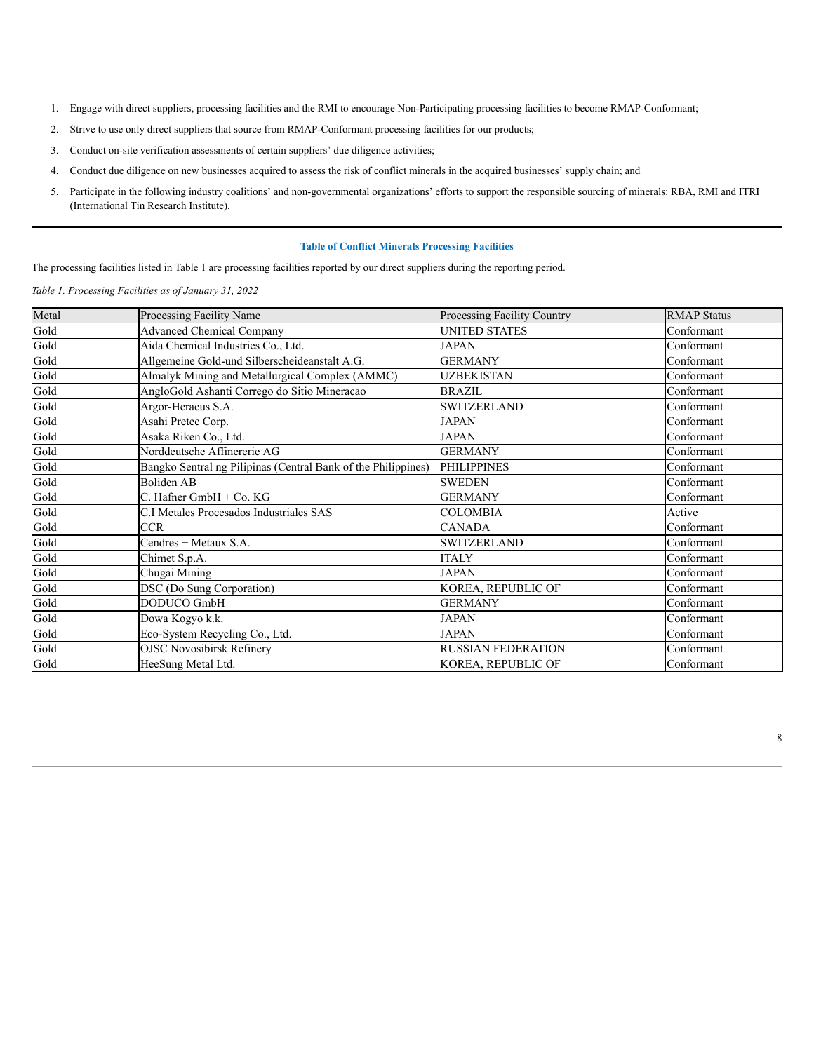1. Engage with direct suppliers, processing facilities and the RMI to encourage Non-Participating processing facilities to become RMAP-Conformant;
2. Strive to use only direct suppliers that source from RMAP-Conformant processing facilities for our products;
3. Conduct on-site verification assessments of certain suppliers' due diligence activities;
4. Conduct due diligence on new businesses acquired to assess the risk of conflict minerals in the acquired businesses' supply chain; and
5. Participate in the following industry coalitions' and non-governmental organizations' efforts to support the responsible sourcing of minerals: RBA, RMI and ITRI (International Tin Research Institute).

---

### Table of Conflict Minerals Processing Facilities

The processing facilities listed in Table 1 are processing facilities reported by our direct suppliers during the reporting period.

*Table 1. Processing Facilities as of January 31, 2022*

| Metal | Processing Facility Name | Processing Facility Country | RMAP Status |
|---|---|---|---|
| Gold | Advanced Chemical Company | UNITED STATES | Conformant |
| Gold | Aida Chemical Industries Co., Ltd. | JAPAN | Conformant |
| Gold | Allgemeine Gold-und Silberscheideanstalt A.G. | GERMANY | Conformant |
| Gold | Almalyk Mining and Metallurgical Complex (AMMC) | UZBEKISTAN | Conformant |
| Gold | AngloGold Ashanti Corrego do Sitio Mineracao | BRAZIL | Conformant |
| Gold | Argor-Heraeus S.A. | SWITZERLAND | Conformant |
| Gold | Asahi Pretec Corp. | JAPAN | Conformant |
| Gold | Asaka Riken Co., Ltd. | JAPAN | Conformant |
| Gold | Norddeutsche Affinerie AG | GERMANY | Conformant |
| Gold | Bangko Sentral ng Pilipinas (Central Bank of the Philippines) | PHILIPPINES | Conformant |
| Gold | Boliden AB | SWEDEN | Conformant |
| Gold | C. Hafner GmbH + Co. KG | GERMANY | Conformant |
| Gold | C.I Metales Procesados Industriales SAS | COLOMBIA | Active |
| Gold | CCR | CANADA | Conformant |
| Gold | Cendres + Metaux S.A. | SWITZERLAND | Conformant |
| Gold | Chimet S.p.A. | ITALY | Conformant |
| Gold | Chugai Mining | JAPAN | Conformant |
| Gold | DSC (Do Sung Corporation) | KOREA, REPUBLIC OF | Conformant |
| Gold | DODUCO GmbH | GERMANY | Conformant |
| Gold | Dowa Kogyo k.k. | JAPAN | Conformant |
| Gold | Eco-System Recycling Co., Ltd. | JAPAN | Conformant |
| Gold | OJSC Novosibirsk Refinery | RUSSIAN FEDERATION | Conformant |
| Gold | HeeSung Metal Ltd. | KOREA, REPUBLIC OF | Conformant |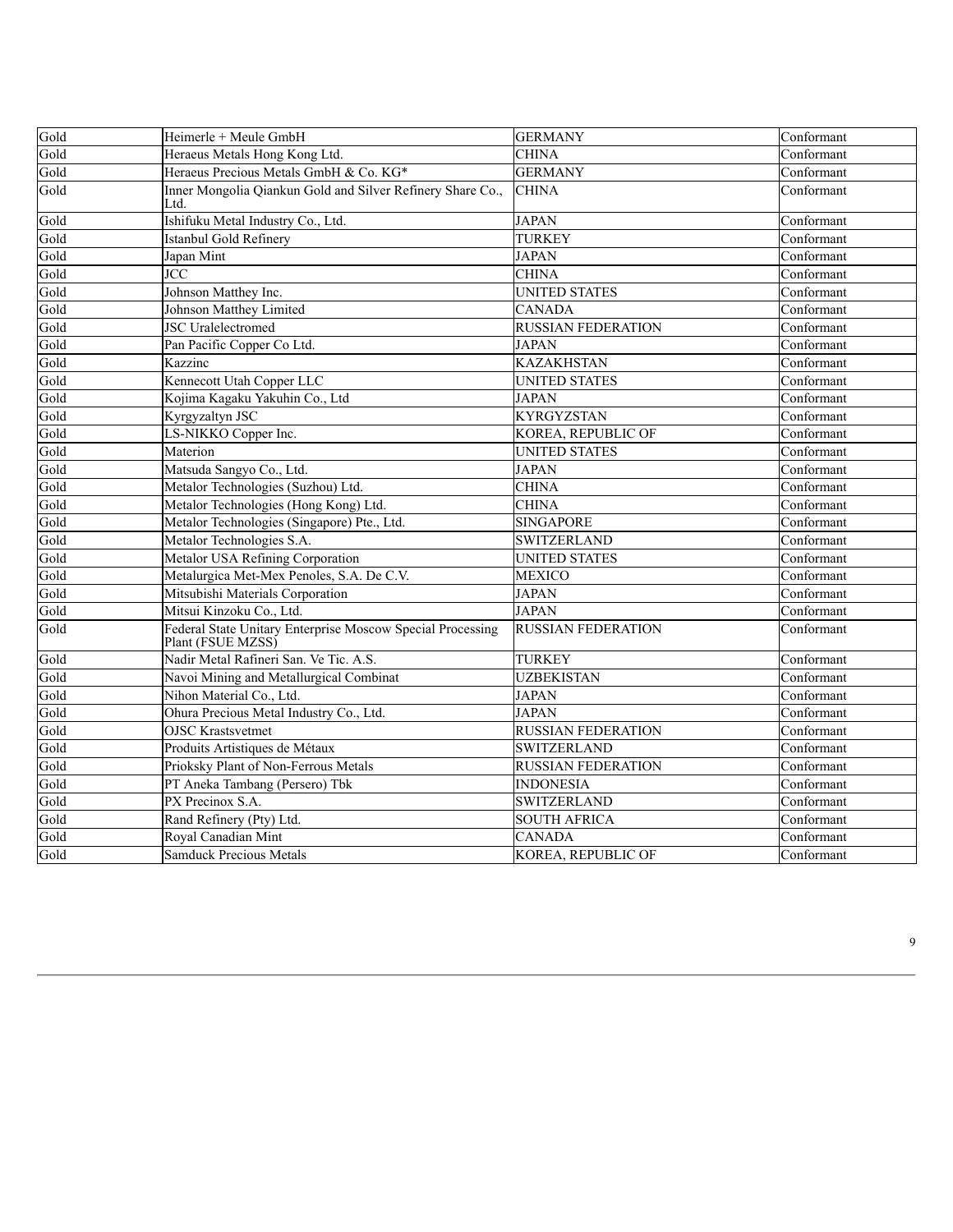| Gold | Heimerle + Meule GmbH | GERMANY | Conformant |
|---|---|---|---|
| Gold | Heraeus Metals Hong Kong Ltd. | CHINA | Conformant |
| Gold | Heraeus Precious Metals GmbH & Co. KG* | GERMANY | Conformant |
| Gold | Inner Mongolia Qiankun Gold and Silver Refinery Share Co., Ltd. | CHINA | Conformant |
| Gold | Ishifuku Metal Industry Co., Ltd. | JAPAN | Conformant |
| Gold | Istanbul Gold Refinery | TURKEY | Conformant |
| Gold | Japan Mint | JAPAN | Conformant |
| Gold | JCC | CHINA | Conformant |
| Gold | Johnson Matthey Inc. | UNITED STATES | Conformant |
| Gold | Johnson Matthey Limited | CANADA | Conformant |
| Gold | JSC Uralelectromed | RUSSIAN FEDERATION | Conformant |
| Gold | Pan Pacific Copper Co Ltd. | JAPAN | Conformant |
| Gold | Kazzinc | KAZAKHSTAN | Conformant |
| Gold | Kennecott Utah Copper LLC | UNITED STATES | Conformant |
| Gold | Kojima Kagaku Yakuhin Co., Ltd | JAPAN | Conformant |
| Gold | Kyrgyzaltyn JSC | KYRGYZSTAN | Conformant |
| Gold | LS-NIKKO Copper Inc. | KOREA, REPUBLIC OF | Conformant |
| Gold | Materion | UNITED STATES | Conformant |
| Gold | Matsuda Sangyo Co., Ltd. | JAPAN | Conformant |
| Gold | Metalor Technologies (Suzhou) Ltd. | CHINA | Conformant |
| Gold | Metalor Technologies (Hong Kong) Ltd. | CHINA | Conformant |
| Gold | Metalor Technologies (Singapore) Pte., Ltd. | SINGAPORE | Conformant |
| Gold | Metalor Technologies S.A. | SWITZERLAND | Conformant |
| Gold | Metalor USA Refining Corporation | UNITED STATES | Conformant |
| Gold | Metalurgica Met-Mex Penoles, S.A. De C.V. | MEXICO | Conformant |
| Gold | Mitsubishi Materials Corporation | JAPAN | Conformant |
| Gold | Mitsui Kinzoku Co., Ltd. | JAPAN | Conformant |
| Gold | Federal State Unitary Enterprise Moscow Special Processing Plant (FSUE MZSS) | RUSSIAN FEDERATION | Conformant |
| Gold | Nadir Metal Rafineri San. Ve Tic. A.S. | TURKEY | Conformant |
| Gold | Navoi Mining and Metallurgical Combinat | UZBEKISTAN | Conformant |
| Gold | Nihon Material Co., Ltd. | JAPAN | Conformant |
| Gold | Ohura Precious Metal Industry Co., Ltd. | JAPAN | Conformant |
| Gold | OJSC Krastsvetmet | RUSSIAN FEDERATION | Conformant |
| Gold | Produits Artistiques de Métaux | SWITZERLAND | Conformant |
| Gold | Prioksky Plant of Non-Ferrous Metals | RUSSIAN FEDERATION | Conformant |
| Gold | PT Aneka Tambang (Persero) Tbk | INDONESIA | Conformant |
| Gold | PX Precinox S.A. | SWITZERLAND | Conformant |
| Gold | Rand Refinery (Pty) Ltd. | SOUTH AFRICA | Conformant |
| Gold | Royal Canadian Mint | CANADA | Conformant |
| Gold | Samduck Precious Metals | KOREA, REPUBLIC OF | Conformant |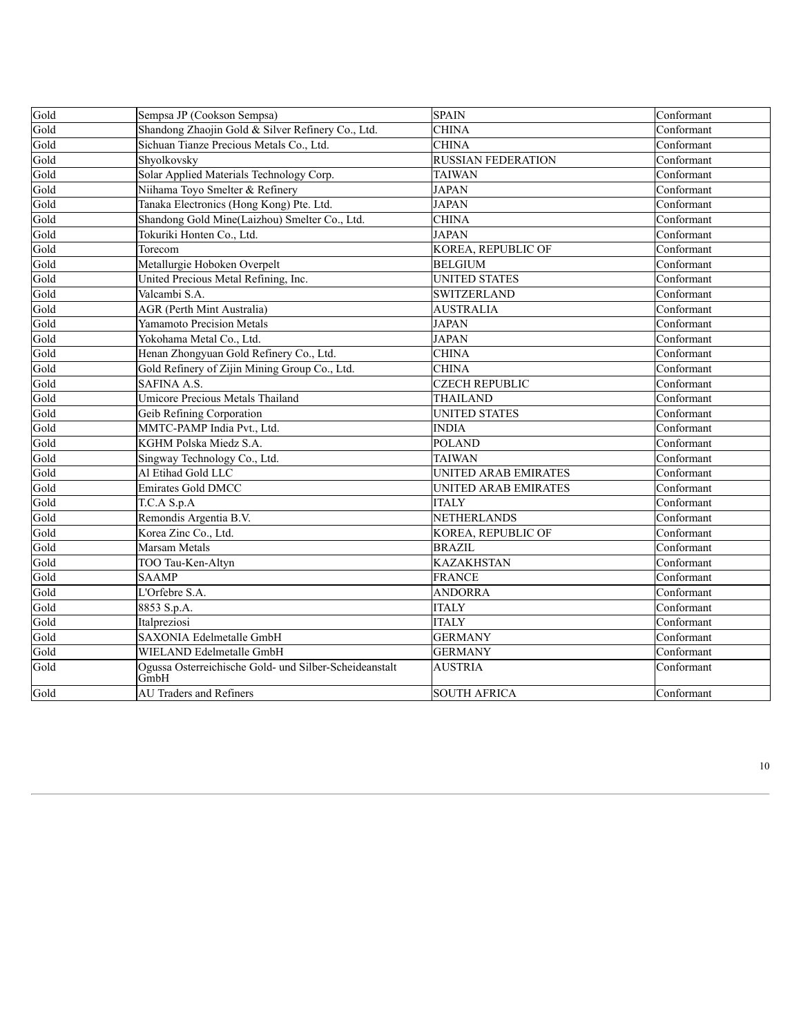| Gold | Sempsa JP (Cookson Sempsa) | SPAIN | Conformant |
|---|---|---|---|
| Gold | Shandong Zhaojin Gold & Silver Refinery Co., Ltd. | CHINA | Conformant |
| Gold | Sichuan Tianze Precious Metals Co., Ltd. | CHINA | Conformant |
| Gold | Shyolkovsky | RUSSIAN FEDERATION | Conformant |
| Gold | Solar Applied Materials Technology Corp. | TAIWAN | Conformant |
| Gold | Niihama Toyo Smelter & Refinery | JAPAN | Conformant |
| Gold | Tanaka Electronics (Hong Kong) Pte. Ltd. | JAPAN | Conformant |
| Gold | Shandong Gold Mine(Laizhou) Smelter Co., Ltd. | CHINA | Conformant |
| Gold | Tokuriki Honten Co., Ltd. | JAPAN | Conformant |
| Gold | Torecom | KOREA, REPUBLIC OF | Conformant |
| Gold | Metallurgie Hoboken Overpelt | BELGIUM | Conformant |
| Gold | United Precious Metal Refining, Inc. | UNITED STATES | Conformant |
| Gold | Valcambi S.A. | SWITZERLAND | Conformant |
| Gold | AGR (Perth Mint Australia) | AUSTRALIA | Conformant |
| Gold | Yamamoto Precision Metals | JAPAN | Conformant |
| Gold | Yokohama Metal Co., Ltd. | JAPAN | Conformant |
| Gold | Henan Zhongyuan Gold Refinery Co., Ltd. | CHINA | Conformant |
| Gold | Gold Refinery of Zijin Mining Group Co., Ltd. | CHINA | Conformant |
| Gold | SAFINA A.S. | CZECH REPUBLIC | Conformant |
| Gold | Umicore Precious Metals Thailand | THAILAND | Conformant |
| Gold | Geib Refining Corporation | UNITED STATES | Conformant |
| Gold | MMTC-PAMP India Pvt., Ltd. | INDIA | Conformant |
| Gold | KGHM Polska Miedz S.A. | POLAND | Conformant |
| Gold | Singway Technology Co., Ltd. | TAIWAN | Conformant |
| Gold | Al Etihad Gold LLC | UNITED ARAB EMIRATES | Conformant |
| Gold | Emirates Gold DMCC | UNITED ARAB EMIRATES | Conformant |
| Gold | T.C.A S.p.A | ITALY | Conformant |
| Gold | Remondis Argentia B.V. | NETHERLANDS | Conformant |
| Gold | Korea Zinc Co., Ltd. | KOREA, REPUBLIC OF | Conformant |
| Gold | Marsam Metals | BRAZIL | Conformant |
| Gold | TOO Tau-Ken-Altyn | KAZAKHSTAN | Conformant |
| Gold | SAAMP | FRANCE | Conformant |
| Gold | L'Orfebre S.A. | ANDORRA | Conformant |
| Gold | 8853 S.p.A. | ITALY | Conformant |
| Gold | Italpreziosi | ITALY | Conformant |
| Gold | SAXONIA Edelmetalle GmbH | GERMANY | Conformant |
| Gold | WIELAND Edelmetalle GmbH | GERMANY | Conformant |
| Gold | Ogussa Osterreichische Gold- und Silber-Scheideanstalt GmbH | AUSTRIA | Conformant |
| Gold | AU Traders and Refiners | SOUTH AFRICA | Conformant |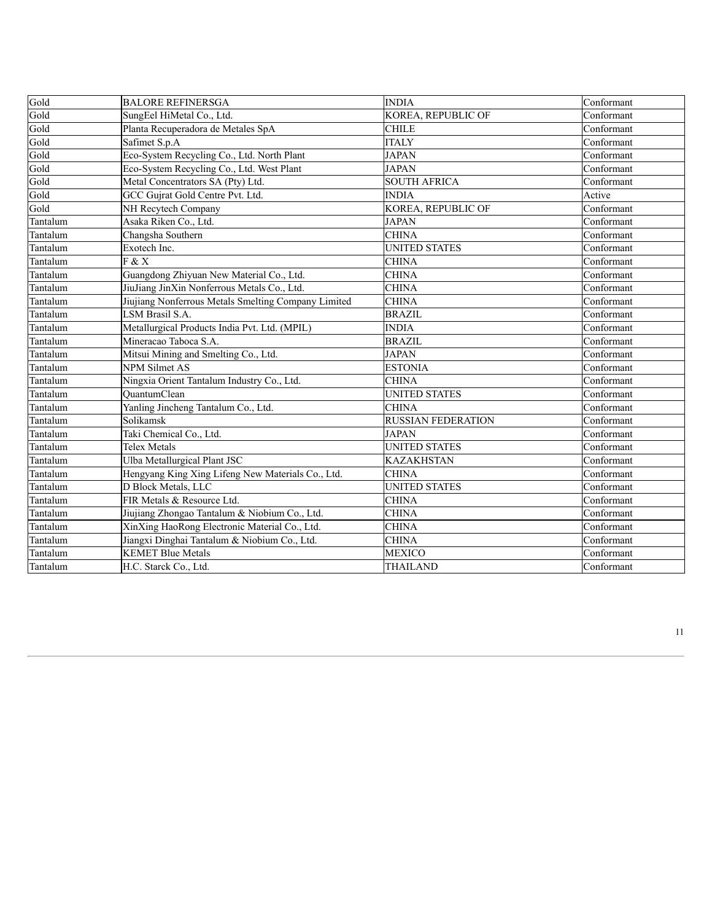| Gold | BALORE REFINERSGA | INDIA | Conformant |
|---|---|---|---|
| Gold | SungEel HiMetal Co., Ltd. | KOREA, REPUBLIC OF | Conformant |
| Gold | Planta Recuperadora de Metales SpA | CHILE | Conformant |
| Gold | Safimet S.p.A | ITALY | Conformant |
| Gold | Eco-System Recycling Co., Ltd. North Plant | JAPAN | Conformant |
| Gold | Eco-System Recycling Co., Ltd. West Plant | JAPAN | Conformant |
| Gold | Metal Concentrators SA (Pty) Ltd. | SOUTH AFRICA | Conformant |
| Gold | GCC Gujrat Gold Centre Pvt. Ltd. | INDIA | Active |
| Gold | NH Recytech Company | KOREA, REPUBLIC OF | Conformant |
| Tantalum | Asaka Riken Co., Ltd. | JAPAN | Conformant |
| Tantalum | Changsha Southern | CHINA | Conformant |
| Tantalum | Exotech Inc. | UNITED STATES | Conformant |
| Tantalum | F & X | CHINA | Conformant |
| Tantalum | Guangdong Zhiyuan New Material Co., Ltd. | CHINA | Conformant |
| Tantalum | JiuJiang JinXin Nonferrous Metals Co., Ltd. | CHINA | Conformant |
| Tantalum | Jiujiang Nonferrous Metals Smelting Company Limited | CHINA | Conformant |
| Tantalum | LSM Brasil S.A. | BRAZIL | Conformant |
| Tantalum | Metallurgical Products India Pvt. Ltd. (MPIL) | INDIA | Conformant |
| Tantalum | Mineracao Taboca S.A. | BRAZIL | Conformant |
| Tantalum | Mitsui Mining and Smelting Co., Ltd. | JAPAN | Conformant |
| Tantalum | NPM Silmet AS | ESTONIA | Conformant |
| Tantalum | Ningxia Orient Tantalum Industry Co., Ltd. | CHINA | Conformant |
| Tantalum | QuantumClean | UNITED STATES | Conformant |
| Tantalum | Yanling Jincheng Tantalum Co., Ltd. | CHINA | Conformant |
| Tantalum | Solikamsk | RUSSIAN FEDERATION | Conformant |
| Tantalum | Taki Chemical Co., Ltd. | JAPAN | Conformant |
| Tantalum | Telex Metals | UNITED STATES | Conformant |
| Tantalum | Ulba Metallurgical Plant JSC | KAZAKHSTAN | Conformant |
| Tantalum | Hengyang King Xing Lifeng New Materials Co., Ltd. | CHINA | Conformant |
| Tantalum | D Block Metals, LLC | UNITED STATES | Conformant |
| Tantalum | FIR Metals & Resource Ltd. | CHINA | Conformant |
| Tantalum | Jiujiang Zhongao Tantalum & Niobium Co., Ltd. | CHINA | Conformant |
| Tantalum | XinXing HaoRong Electronic Material Co., Ltd. | CHINA | Conformant |
| Tantalum | Jiangxi Dinghai Tantalum & Niobium Co., Ltd. | CHINA | Conformant |
| Tantalum | KEMET Blue Metals | MEXICO | Conformant |
| Tantalum | H.C. Starck Co., Ltd. | THAILAND | Conformant |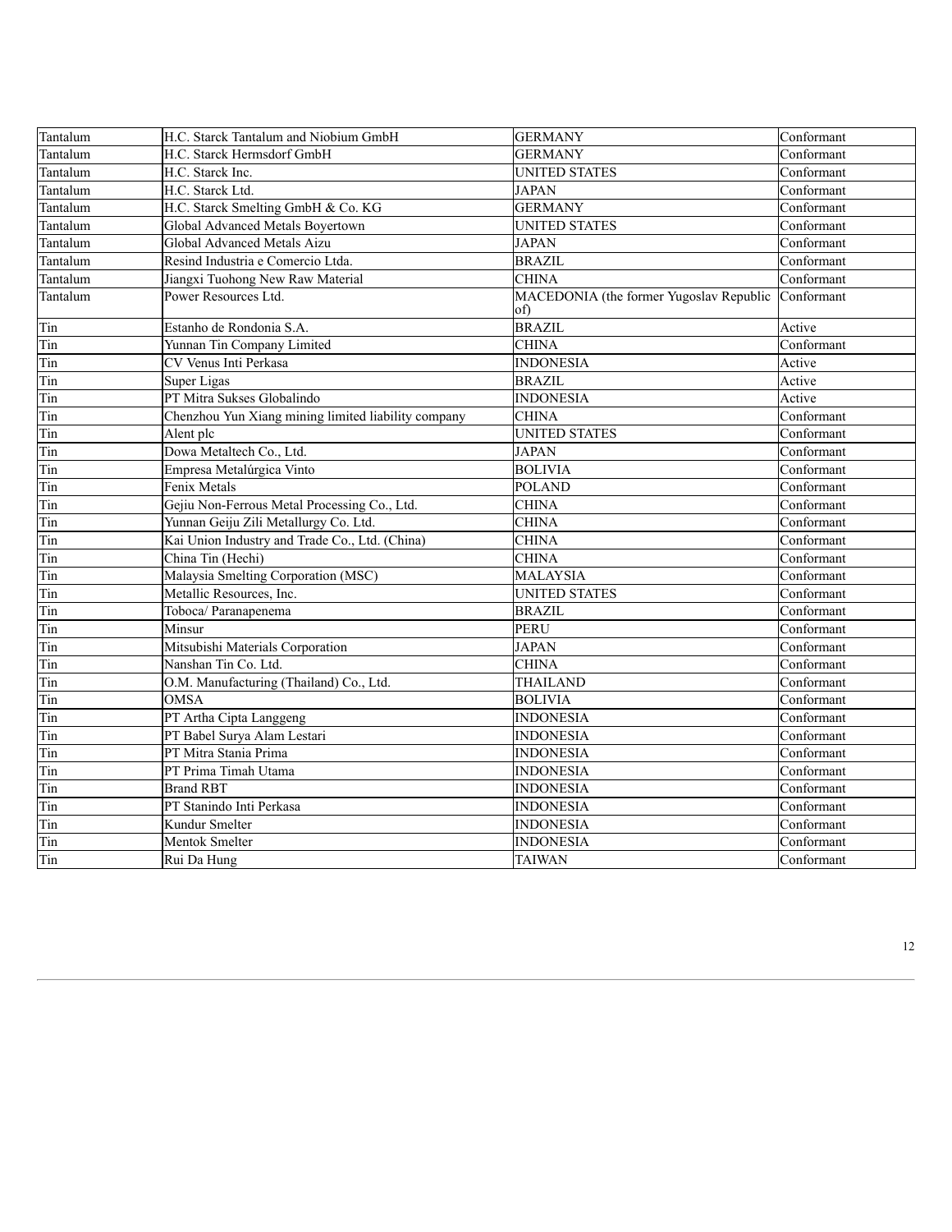| Tantalum | H.C. Starck Tantalum and Niobium GmbH | GERMANY | Conformant |
|---|---|---|---|
| Tantalum | H.C. Starck Hermsdorf GmbH | GERMANY | Conformant |
| Tantalum | H.C. Starck Inc. | UNITED STATES | Conformant |
| Tantalum | H.C. Starck Ltd. | JAPAN | Conformant |
| Tantalum | H.C. Starck Smelting GmbH & Co. KG | GERMANY | Conformant |
| Tantalum | Global Advanced Metals Boyertown | UNITED STATES | Conformant |
| Tantalum | Global Advanced Metals Aizu | JAPAN | Conformant |
| Tantalum | Resind Industria e Comercio Ltda. | BRAZIL | Conformant |
| Tantalum | Jiangxi Tuohong New Raw Material | CHINA | Conformant |
| Tantalum | Power Resources Ltd. | MACEDONIA (the former Yugoslav Republic of) | Conformant |
| Tin | Estanho de Rondonia S.A. | BRAZIL | Active |
| Tin | Yunnan Tin Company Limited | CHINA | Conformant |
| Tin | CV Venus Inti Perkasa | INDONESIA | Active |
| Tin | Super Ligas | BRAZIL | Active |
| Tin | PT Mitra Sukses Globalindo | INDONESIA | Active |
| Tin | Chenzhou Yun Xiang mining limited liability company | CHINA | Conformant |
| Tin | Alent plc | UNITED STATES | Conformant |
| Tin | Dowa Metaltech Co., Ltd. | JAPAN | Conformant |
| Tin | Empresa Metalúrgica Vinto | BOLIVIA | Conformant |
| Tin | Fenix Metals | POLAND | Conformant |
| Tin | Gejiu Non-Ferrous Metal Processing Co., Ltd. | CHINA | Conformant |
| Tin | Yunnan Geiju Zili Metallurgy Co. Ltd. | CHINA | Conformant |
| Tin | Kai Union Industry and Trade Co., Ltd. (China) | CHINA | Conformant |
| Tin | China Tin (Hechi) | CHINA | Conformant |
| Tin | Malaysia Smelting Corporation (MSC) | MALAYSIA | Conformant |
| Tin | Metallic Resources, Inc. | UNITED STATES | Conformant |
| Tin | Toboca/ Paranapenema | BRAZIL | Conformant |
| Tin | Minsur | PERU | Conformant |
| Tin | Mitsubishi Materials Corporation | JAPAN | Conformant |
| Tin | Nanshan Tin Co. Ltd. | CHINA | Conformant |
| Tin | O.M. Manufacturing (Thailand) Co., Ltd. | THAILAND | Conformant |
| Tin | OMSA | BOLIVIA | Conformant |
| Tin | PT Artha Cipta Langgeng | INDONESIA | Conformant |
| Tin | PT Babel Surya Alam Lestari | INDONESIA | Conformant |
| Tin | PT Mitra Stania Prima | INDONESIA | Conformant |
| Tin | PT Prima Timah Utama | INDONESIA | Conformant |
| Tin | Brand RBT | INDONESIA | Conformant |
| Tin | PT Stanindo Inti Perkasa | INDONESIA | Conformant |
| Tin | Kundur Smelter | INDONESIA | Conformant |
| Tin | Mentok Smelter | INDONESIA | Conformant |
| Tin | Rui Da Hung | TAIWAN | Conformant |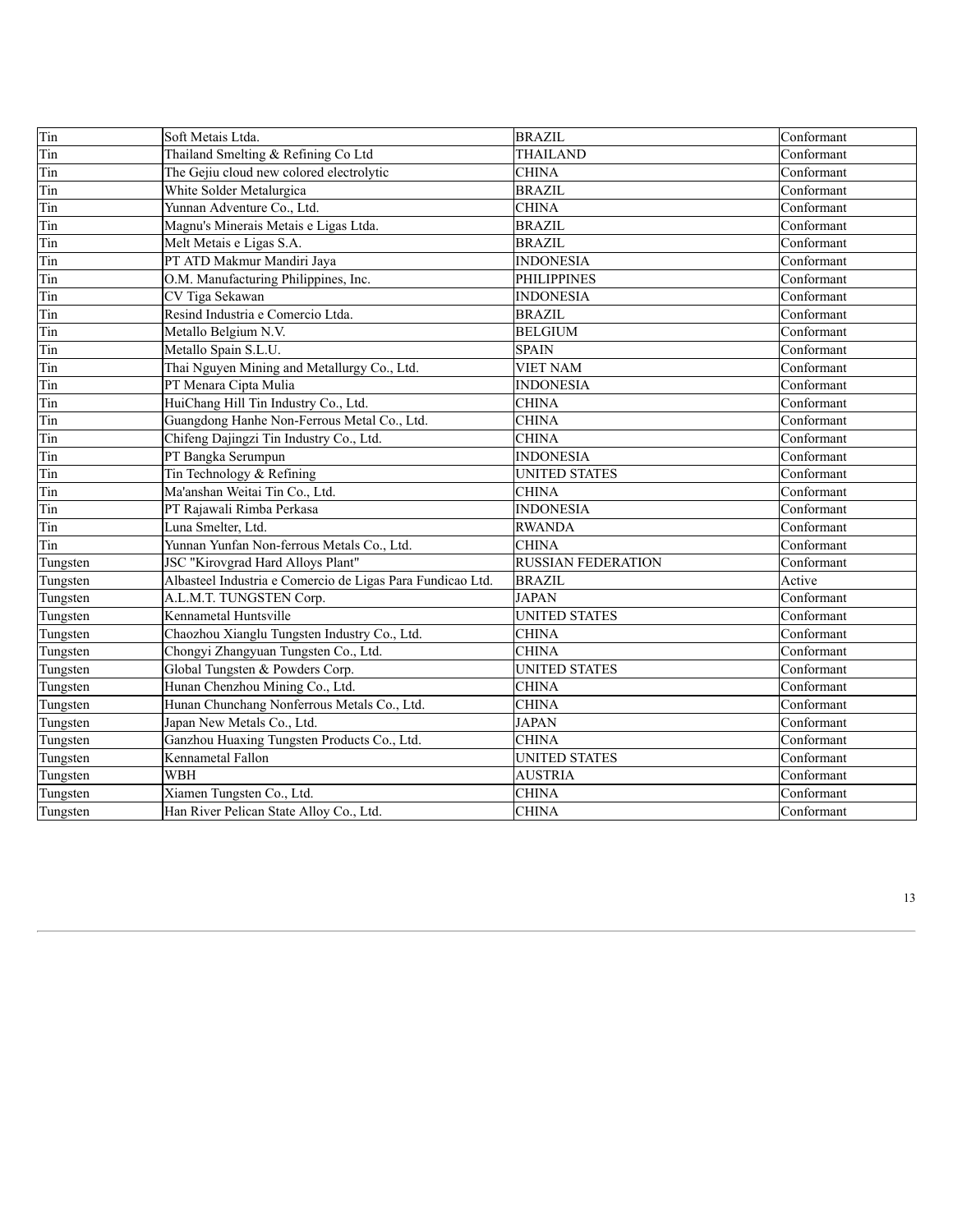| Tin | Soft Metais Ltda. | BRAZIL | Conformant |
|---|---|---|---|
| Tin | Thailand Smelting & Refining Co Ltd | THAILAND | Conformant |
| Tin | The Gejiu cloud new colored electrolytic | CHINA | Conformant |
| Tin | White Solder Metalurgica | BRAZIL | Conformant |
| Tin | Yunnan Adventure Co., Ltd. | CHINA | Conformant |
| Tin | Magnu's Minerais Metais e Ligas Ltda. | BRAZIL | Conformant |
| Tin | Melt Metais e Ligas S.A. | BRAZIL | Conformant |
| Tin | PT ATD Makmur Mandiri Jaya | INDONESIA | Conformant |
| Tin | O.M. Manufacturing Philippines, Inc. | PHILIPPINES | Conformant |
| Tin | CV Tiga Sekawan | INDONESIA | Conformant |
| Tin | Resind Industria e Comercio Ltda. | BRAZIL | Conformant |
| Tin | Metallo Belgium N.V. | BELGIUM | Conformant |
| Tin | Metallo Spain S.L.U. | SPAIN | Conformant |
| Tin | Thai Nguyen Mining and Metallurgy Co., Ltd. | VIET NAM | Conformant |
| Tin | PT Menara Cipta Mulia | INDONESIA | Conformant |
| Tin | HuiChang Hill Tin Industry Co., Ltd. | CHINA | Conformant |
| Tin | Guangdong Hanhe Non-Ferrous Metal Co., Ltd. | CHINA | Conformant |
| Tin | Chifeng Dajingzi Tin Industry Co., Ltd. | CHINA | Conformant |
| Tin | PT Bangka Serumpun | INDONESIA | Conformant |
| Tin | Tin Technology & Refining | UNITED STATES | Conformant |
| Tin | Ma'anshan Weitai Tin Co., Ltd. | CHINA | Conformant |
| Tin | PT Rajawali Rimba Perkasa | INDONESIA | Conformant |
| Tin | Luna Smelter, Ltd. | RWANDA | Conformant |
| Tin | Yunnan Yunfan Non-ferrous Metals Co., Ltd. | CHINA | Conformant |
| Tungsten | JSC "Kirovgrad Hard Alloys Plant" | RUSSIAN FEDERATION | Conformant |
| Tungsten | Albasteel Industria e Comercio de Ligas Para Fundicao Ltd. | BRAZIL | Active |
| Tungsten | A.L.M.T. TUNGSTEN Corp. | JAPAN | Conformant |
| Tungsten | Kennametal Huntsville | UNITED STATES | Conformant |
| Tungsten | Chaozhou Xianglu Tungsten Industry Co., Ltd. | CHINA | Conformant |
| Tungsten | Chongyi Zhangyuan Tungsten Co., Ltd. | CHINA | Conformant |
| Tungsten | Global Tungsten & Powders Corp. | UNITED STATES | Conformant |
| Tungsten | Hunan Chenzhou Mining Co., Ltd. | CHINA | Conformant |
| Tungsten | Hunan Chunchang Nonferrous Metals Co., Ltd. | CHINA | Conformant |
| Tungsten | Japan New Metals Co., Ltd. | JAPAN | Conformant |
| Tungsten | Ganzhou Huaxing Tungsten Products Co., Ltd. | CHINA | Conformant |
| Tungsten | Kennametal Fallon | UNITED STATES | Conformant |
| Tungsten | WBH | AUSTRIA | Conformant |
| Tungsten | Xiamen Tungsten Co., Ltd. | CHINA | Conformant |
| Tungsten | Han River Pelican State Alloy Co., Ltd. | CHINA | Conformant |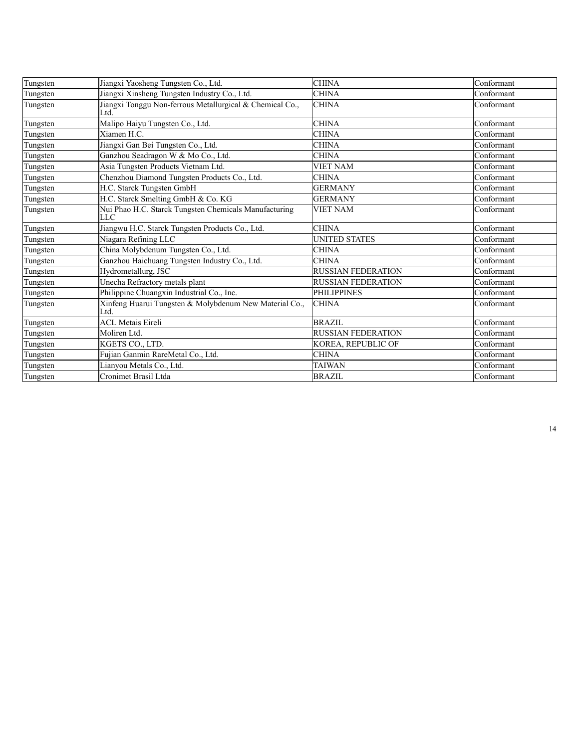| | | | |
|---|---|---|---|
| Tungsten | Jiangxi Yaosheng Tungsten Co., Ltd. | CHINA | Conformant |
| Tungsten | Jiangxi Xinsheng Tungsten Industry Co., Ltd. | CHINA | Conformant |
| Tungsten | Jiangxi Tonggu Non-ferrous Metallurgical & Chemical Co., Ltd. | CHINA | Conformant |
| Tungsten | Malipo Haiyu Tungsten Co., Ltd. | CHINA | Conformant |
| Tungsten | Xiamen H.C. | CHINA | Conformant |
| Tungsten | Jiangxi Gan Bei Tungsten Co., Ltd. | CHINA | Conformant |
| Tungsten | Ganzhou Seadragon W & Mo Co., Ltd. | CHINA | Conformant |
| Tungsten | Asia Tungsten Products Vietnam Ltd. | VIET NAM | Conformant |
| Tungsten | Chenzhou Diamond Tungsten Products Co., Ltd. | CHINA | Conformant |
| Tungsten | H.C. Starck Tungsten GmbH | GERMANY | Conformant |
| Tungsten | H.C. Starck Smelting GmbH & Co. KG | GERMANY | Conformant |
| Tungsten | Nui Phao H.C. Starck Tungsten Chemicals Manufacturing LLC | VIET NAM | Conformant |
| Tungsten | Jiangwu H.C. Starck Tungsten Products Co., Ltd. | CHINA | Conformant |
| Tungsten | Niagara Refining LLC | UNITED STATES | Conformant |
| Tungsten | China Molybdenum Tungsten Co., Ltd. | CHINA | Conformant |
| Tungsten | Ganzhou Haichuang Tungsten Industry Co., Ltd. | CHINA | Conformant |
| Tungsten | Hydrometallurg, JSC | RUSSIAN FEDERATION | Conformant |
| Tungsten | Unecha Refractory metals plant | RUSSIAN FEDERATION | Conformant |
| Tungsten | Philippine Chuangxin Industrial Co., Inc. | PHILIPPINES | Conformant |
| Tungsten | Xinfeng Huarui Tungsten & Molybdenum New Material Co., Ltd. | CHINA | Conformant |
| Tungsten | ACL Metais Eireli | BRAZIL | Conformant |
| Tungsten | Moliren Ltd. | RUSSIAN FEDERATION | Conformant |
| Tungsten | KGETS CO., LTD. | KOREA, REPUBLIC OF | Conformant |
| Tungsten | Fujian Ganmin RareMetal Co., Ltd. | CHINA | Conformant |
| Tungsten | Lianyou Metals Co., Ltd. | TAIWAN | Conformant |
| Tungsten | Cronimet Brasil Ltda | BRAZIL | Conformant |